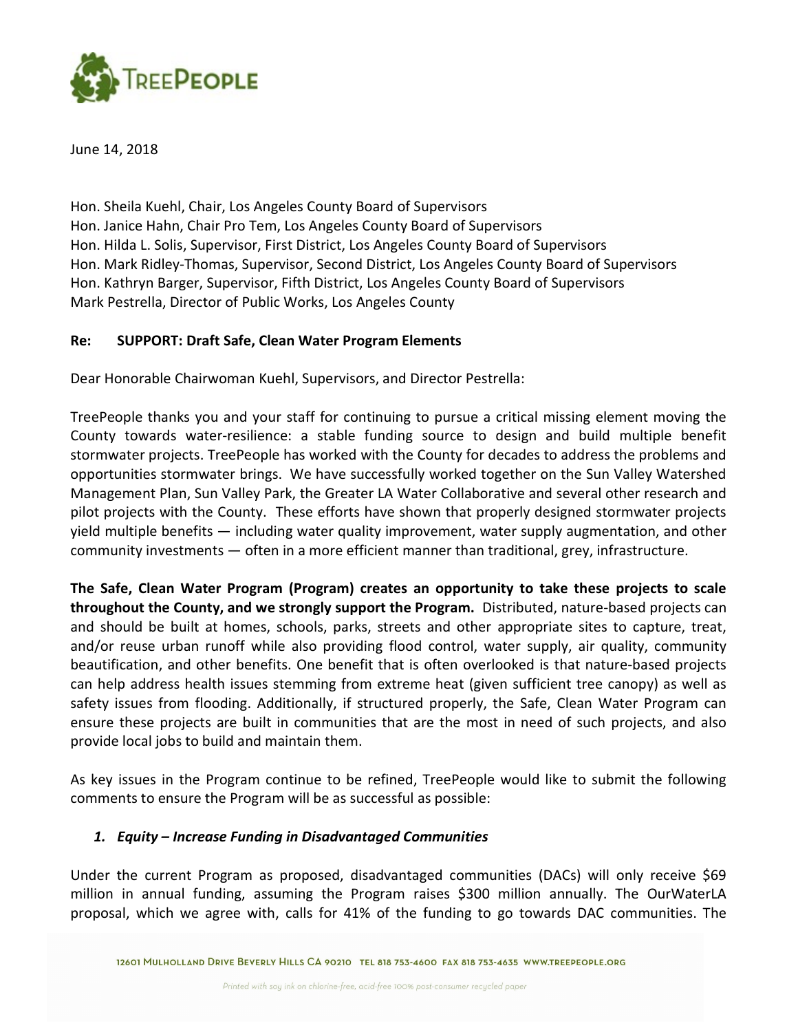June 14, 2018

Hon. Sheila Kuehl, Chair, Los Angeles County Board of Supervisors
Hon. Janice Hahn, Chair Pro Tem, Los Angeles County Board of Supervisors
Hon. Hilda L. Solis, Supervisor, First District, Los Angeles County Board of Supervisors
Hon. Mark Ridley-Thomas, Supervisor, Second District, Los Angeles County Board of Supervisors
Hon. Kathryn Barger, Supervisor, Fifth District, Los Angeles County Board of Supervisors
Mark Pestrella, Director of Public Works, Los Angeles County

**Re: SUPPORT: Draft Safe, Clean Water Program Elements**

Dear Honorable Chairwoman Kuehl, Supervisors, and Director Pestrella:

TreePeople thanks you and your staff for continuing to pursue a critical missing element moving the County towards water-resilience: a stable funding source to design and build multiple benefit stormwater projects. TreePeople has worked with the County for decades to address the problems and opportunities stormwater brings. We have successfully worked together on the Sun Valley Watershed Management Plan, Sun Valley Park, the Greater LA Water Collaborative and several other research and pilot projects with the County. These efforts have shown that properly designed stormwater projects yield multiple benefits — including water quality improvement, water supply augmentation, and other community investments — often in a more efficient manner than traditional, grey, infrastructure.

**The Safe, Clean Water Program (Program) creates an opportunity to take these projects to scale throughout the County, and we strongly support the Program.** Distributed, nature-based projects can and should be built at homes, schools, parks, streets and other appropriate sites to capture, treat, and/or reuse urban runoff while also providing flood control, water supply, air quality, community beautification, and other benefits. One benefit that is often overlooked is that nature-based projects can help address health issues stemming from extreme heat (given sufficient tree canopy) as well as safety issues from flooding. Additionally, if structured properly, the Safe, Clean Water Program can ensure these projects are built in communities that are the most in need of such projects, and also provide local jobs to build and maintain them.

As key issues in the Program continue to be refined, TreePeople would like to submit the following comments to ensure the Program will be as successful as possible:

1. ***Equity – Increase Funding in Disadvantaged Communities***

Under the current Program as proposed, disadvantaged communities (DACs) will only receive $69 million in annual funding, assuming the Program raises $300 million annually. The OurWaterLA proposal, which we agree with, calls for 41% of the funding to go towards DAC communities. The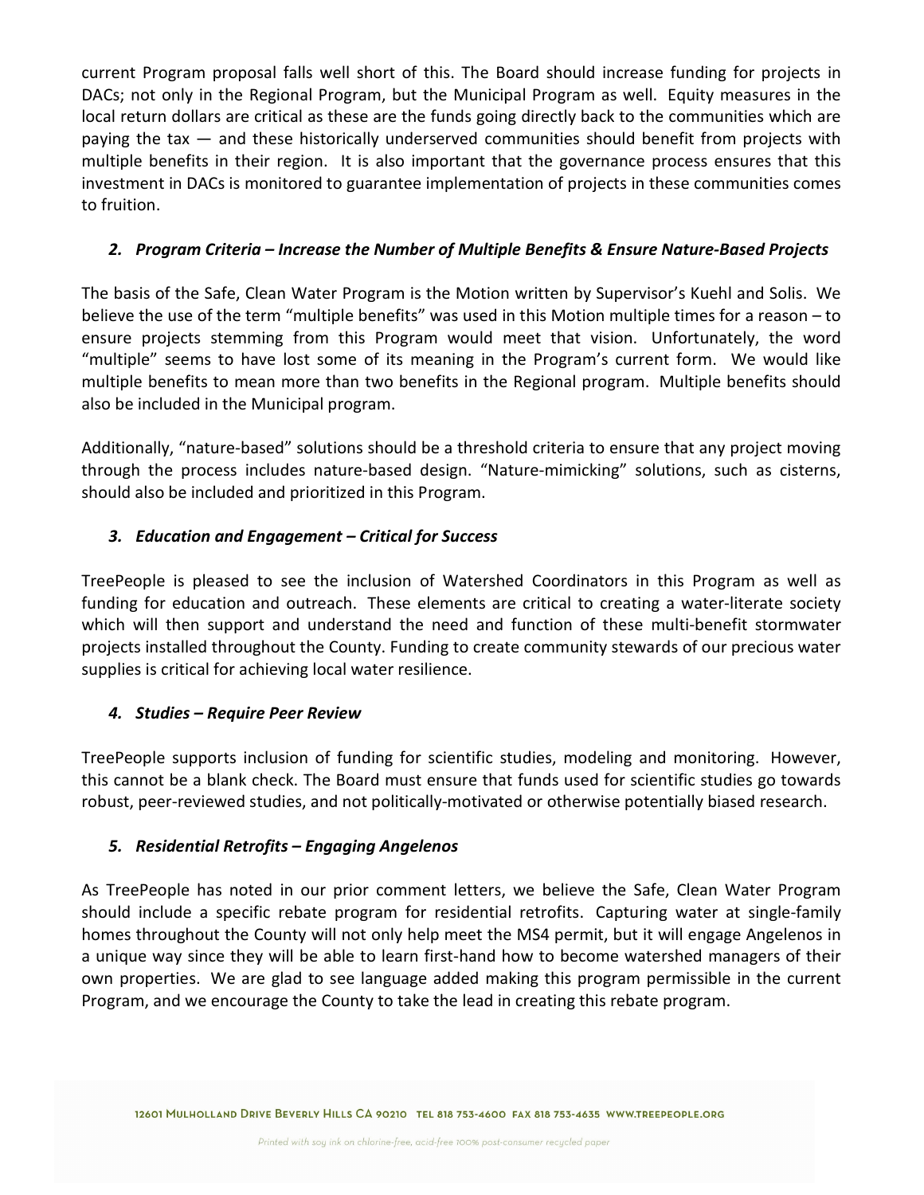current Program proposal falls well short of this. The Board should increase funding for projects in DACs; not only in the Regional Program, but the Municipal Program as well. Equity measures in the local return dollars are critical as these are the funds going directly back to the communities which are paying the tax — and these historically underserved communities should benefit from projects with multiple benefits in their region. It is also important that the governance process ensures that this investment in DACs is monitored to guarantee implementation of projects in these communities comes to fruition.

### *2. Program Criteria – Increase the Number of Multiple Benefits & Ensure Nature-Based Projects*

The basis of the Safe, Clean Water Program is the Motion written by Supervisor's Kuehl and Solis. We believe the use of the term "multiple benefits" was used in this Motion multiple times for a reason – to ensure projects stemming from this Program would meet that vision. Unfortunately, the word "multiple" seems to have lost some of its meaning in the Program's current form. We would like multiple benefits to mean more than two benefits in the Regional program. Multiple benefits should also be included in the Municipal program.

Additionally, "nature-based" solutions should be a threshold criteria to ensure that any project moving through the process includes nature-based design. "Nature-mimicking" solutions, such as cisterns, should also be included and prioritized in this Program.

### *3. Education and Engagement – Critical for Success*

TreePeople is pleased to see the inclusion of Watershed Coordinators in this Program as well as funding for education and outreach. These elements are critical to creating a water-literate society which will then support and understand the need and function of these multi-benefit stormwater projects installed throughout the County. Funding to create community stewards of our precious water supplies is critical for achieving local water resilience.

### *4. Studies – Require Peer Review*

TreePeople supports inclusion of funding for scientific studies, modeling and monitoring. However, this cannot be a blank check. The Board must ensure that funds used for scientific studies go towards robust, peer-reviewed studies, and not politically-motivated or otherwise potentially biased research.

### *5. Residential Retrofits – Engaging Angelenos*

As TreePeople has noted in our prior comment letters, we believe the Safe, Clean Water Program should include a specific rebate program for residential retrofits. Capturing water at single-family homes throughout the County will not only help meet the MS4 permit, but it will engage Angelenos in a unique way since they will be able to learn first-hand how to become watershed managers of their own properties. We are glad to see language added making this program permissible in the current Program, and we encourage the County to take the lead in creating this rebate program.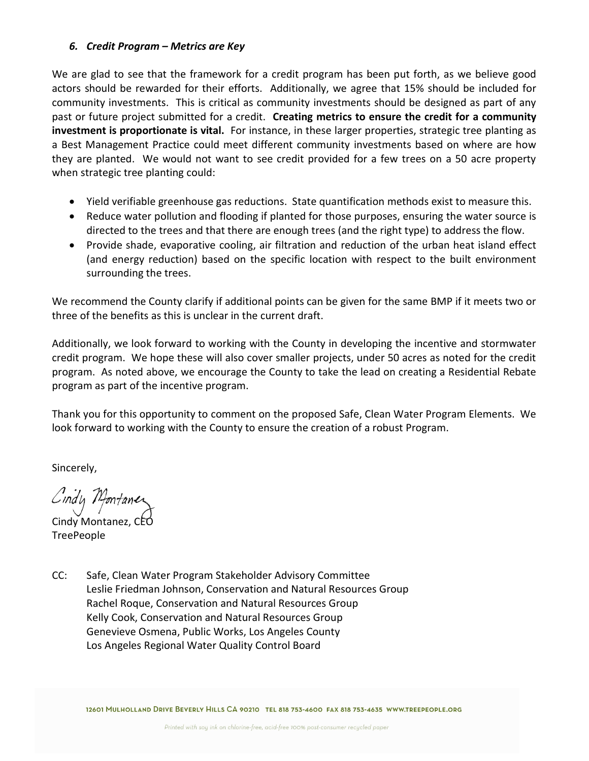### *6. Credit Program – Metrics are Key*

We are glad to see that the framework for a credit program has been put forth, as we believe good actors should be rewarded for their efforts. Additionally, we agree that 15% should be included for community investments. This is critical as community investments should be designed as part of any past or future project submitted for a credit. **Creating metrics to ensure the credit for a community investment is proportionate is vital.** For instance, in these larger properties, strategic tree planting as a Best Management Practice could meet different community investments based on where are how they are planted. We would not want to see credit provided for a few trees on a 50 acre property when strategic tree planting could:

- Yield verifiable greenhouse gas reductions. State quantification methods exist to measure this.
- Reduce water pollution and flooding if planted for those purposes, ensuring the water source is directed to the trees and that there are enough trees (and the right type) to address the flow.
- Provide shade, evaporative cooling, air filtration and reduction of the urban heat island effect (and energy reduction) based on the specific location with respect to the built environment surrounding the trees.

We recommend the County clarify if additional points can be given for the same BMP if it meets two or three of the benefits as this is unclear in the current draft.

Additionally, we look forward to working with the County in developing the incentive and stormwater credit program. We hope these will also cover smaller projects, under 50 acres as noted for the credit program. As noted above, we encourage the County to take the lead on creating a Residential Rebate program as part of the incentive program.

Thank you for this opportunity to comment on the proposed Safe, Clean Water Program Elements. We look forward to working with the County to ensure the creation of a robust Program.

Sincerely,

Cindy Montanez

Cindy Montanez, CEO
TreePeople

CC: Safe, Clean Water Program Stakeholder Advisory Committee
Leslie Friedman Johnson, Conservation and Natural Resources Group
Rachel Roque, Conservation and Natural Resources Group
Kelly Cook, Conservation and Natural Resources Group
Genevieve Osmena, Public Works, Los Angeles County
Los Angeles Regional Water Quality Control Board

12601 Mulholland Drive Beverly Hills CA 90210 TEL 818 753-4600 FAX 818 753-4635 WWW.TREEPEOPLE.ORG

Printed with soy ink on chlorine-free, acid-free 100% post-consumer recycled paper